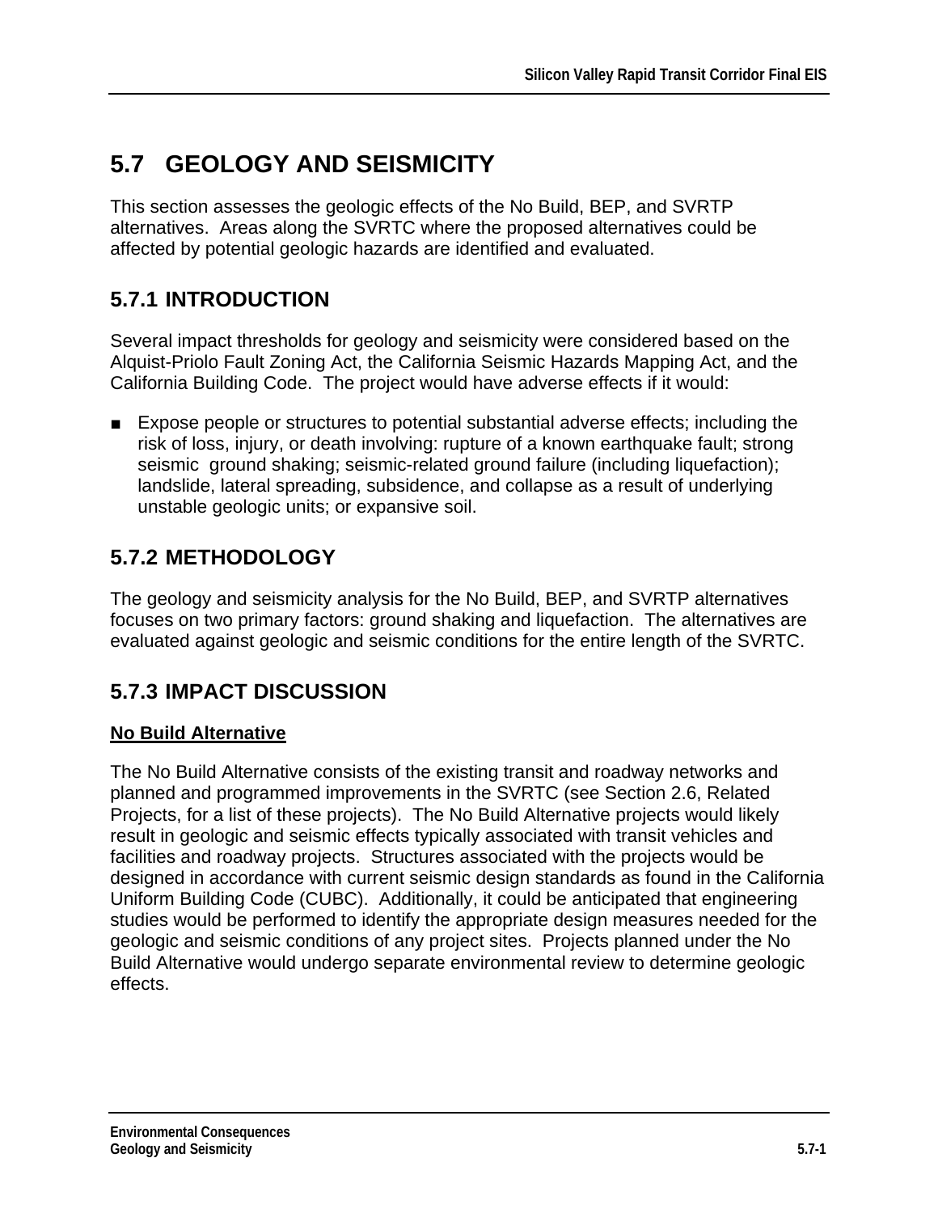# 5.7 GEOLOGY AND SEISMICITY

This section assesses the geologic effects of the No Build, BEP, and SVRTP alternatives. Areas along the SVRTC where the proposed alternatives could be affected by potential geologic hazards are identified and evaluated.

## 5.7.1 INTRODUCTION

Several impact thresholds for geology and seismicity were considered based on the Alquist-Priolo Fault Zoning Act, the California Seismic Hazards Mapping Act, and the California Building Code. The project would have adverse effects if it would:

- Expose people or structures to potential substantial adverse effects; including the risk of loss, injury, or death involving: rupture of a known earthquake fault; strong seismic ground shaking; seismic-related ground failure (including liquefaction); landslide, lateral spreading, subsidence, and collapse as a result of underlying unstable geologic units; or expansive soil.

## 5.7.2 METHODOLOGY

The geology and seismicity analysis for the No Build, BEP, and SVRTP alternatives focuses on two primary factors: ground shaking and liquefaction. The alternatives are evaluated against geologic and seismic conditions for the entire length of the SVRTC.

## 5.7.3 IMPACT DISCUSSION

**No Build Alternative**

The No Build Alternative consists of the existing transit and roadway networks and planned and programmed improvements in the SVRTC (see Section 2.6, Related Projects, for a list of these projects). The No Build Alternative projects would likely result in geologic and seismic effects typically associated with transit vehicles and facilities and roadway projects. Structures associated with the projects would be designed in accordance with current seismic design standards as found in the California Uniform Building Code (CUBC). Additionally, it could be anticipated that engineering studies would be performed to identify the appropriate design measures needed for the geologic and seismic conditions of any project sites. Projects planned under the No Build Alternative would undergo separate environmental review to determine geologic effects.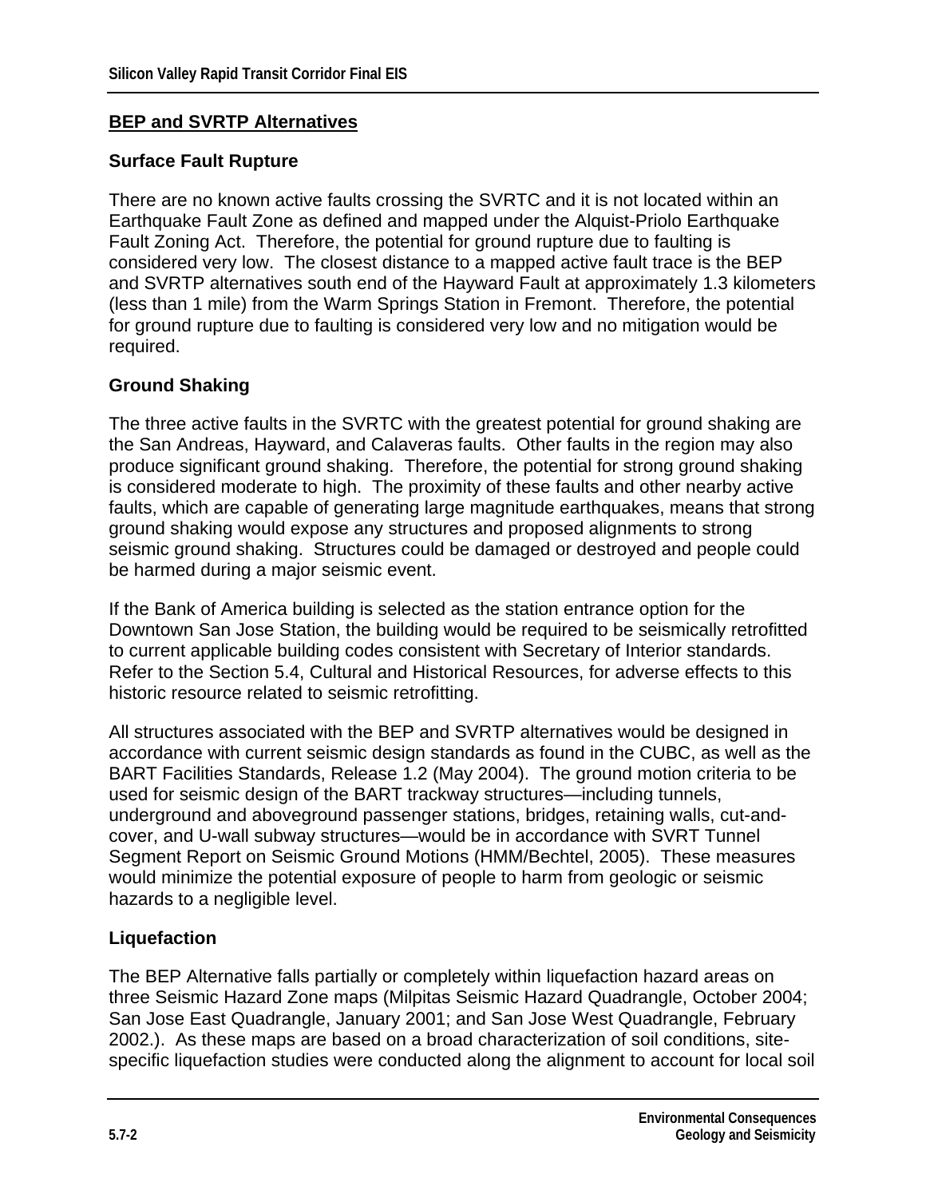## BEP and SVRTP Alternatives

### Surface Fault Rupture

There are no known active faults crossing the SVRTC and it is not located within an Earthquake Fault Zone as defined and mapped under the Alquist-Priolo Earthquake Fault Zoning Act. Therefore, the potential for ground rupture due to faulting is considered very low. The closest distance to a mapped active fault trace is the BEP and SVRTP alternatives south end of the Hayward Fault at approximately 1.3 kilometers (less than 1 mile) from the Warm Springs Station in Fremont. Therefore, the potential for ground rupture due to faulting is considered very low and no mitigation would be required.

### Ground Shaking

The three active faults in the SVRTC with the greatest potential for ground shaking are the San Andreas, Hayward, and Calaveras faults. Other faults in the region may also produce significant ground shaking. Therefore, the potential for strong ground shaking is considered moderate to high. The proximity of these faults and other nearby active faults, which are capable of generating large magnitude earthquakes, means that strong ground shaking would expose any structures and proposed alignments to strong seismic ground shaking. Structures could be damaged or destroyed and people could be harmed during a major seismic event.

If the Bank of America building is selected as the station entrance option for the Downtown San Jose Station, the building would be required to be seismically retrofitted to current applicable building codes consistent with Secretary of Interior standards. Refer to the Section 5.4, Cultural and Historical Resources, for adverse effects to this historic resource related to seismic retrofitting.

All structures associated with the BEP and SVRTP alternatives would be designed in accordance with current seismic design standards as found in the CUBC, as well as the BART Facilities Standards, Release 1.2 (May 2004). The ground motion criteria to be used for seismic design of the BART trackway structures—including tunnels, underground and aboveground passenger stations, bridges, retaining walls, cut-and-cover, and U-wall subway structures—would be in accordance with SVRT Tunnel Segment Report on Seismic Ground Motions (HMM/Bechtel, 2005). These measures would minimize the potential exposure of people to harm from geologic or seismic hazards to a negligible level.

### Liquefaction

The BEP Alternative falls partially or completely within liquefaction hazard areas on three Seismic Hazard Zone maps (Milpitas Seismic Hazard Quadrangle, October 2004; San Jose East Quadrangle, January 2001; and San Jose West Quadrangle, February 2002.). As these maps are based on a broad characterization of soil conditions, site-specific liquefaction studies were conducted along the alignment to account for local soil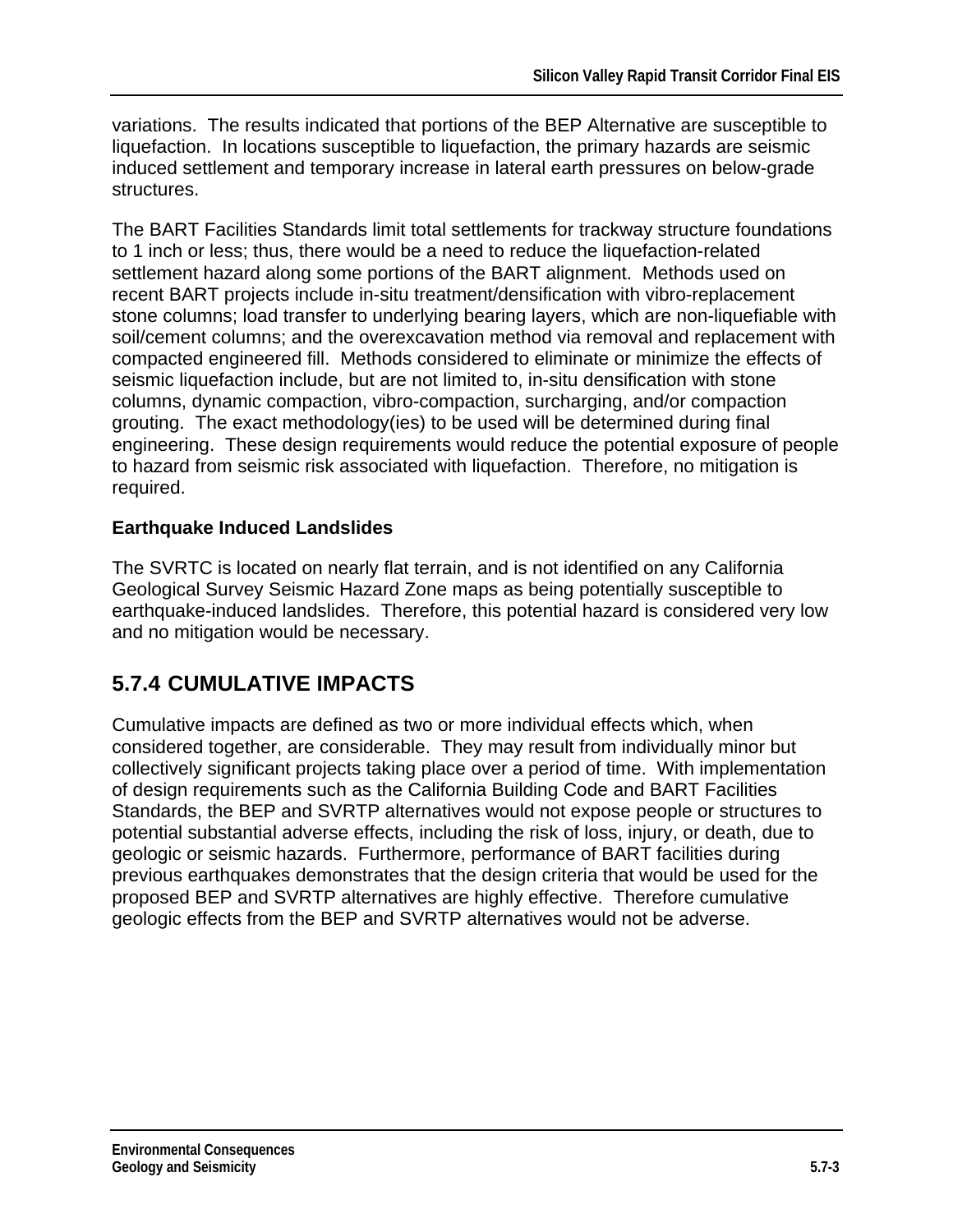variations. The results indicated that portions of the BEP Alternative are susceptible to liquefaction. In locations susceptible to liquefaction, the primary hazards are seismic induced settlement and temporary increase in lateral earth pressures on below-grade structures.

The BART Facilities Standards limit total settlements for trackway structure foundations to 1 inch or less; thus, there would be a need to reduce the liquefaction-related settlement hazard along some portions of the BART alignment. Methods used on recent BART projects include in-situ treatment/densification with vibro-replacement stone columns; load transfer to underlying bearing layers, which are non-liquefiable with soil/cement columns; and the overexcavation method via removal and replacement with compacted engineered fill. Methods considered to eliminate or minimize the effects of seismic liquefaction include, but are not limited to, in-situ densification with stone columns, dynamic compaction, vibro-compaction, surcharging, and/or compaction grouting. The exact methodology(ies) to be used will be determined during final engineering. These design requirements would reduce the potential exposure of people to hazard from seismic risk associated with liquefaction. Therefore, no mitigation is required.

**Earthquake Induced Landslides**

The SVRTC is located on nearly flat terrain, and is not identified on any California Geological Survey Seismic Hazard Zone maps as being potentially susceptible to earthquake-induced landslides. Therefore, this potential hazard is considered very low and no mitigation would be necessary.

## 5.7.4 CUMULATIVE IMPACTS

Cumulative impacts are defined as two or more individual effects which, when considered together, are considerable. They may result from individually minor but collectively significant projects taking place over a period of time. With implementation of design requirements such as the California Building Code and BART Facilities Standards, the BEP and SVRTP alternatives would not expose people or structures to potential substantial adverse effects, including the risk of loss, injury, or death, due to geologic or seismic hazards. Furthermore, performance of BART facilities during previous earthquakes demonstrates that the design criteria that would be used for the proposed BEP and SVRTP alternatives are highly effective. Therefore cumulative geologic effects from the BEP and SVRTP alternatives would not be adverse.